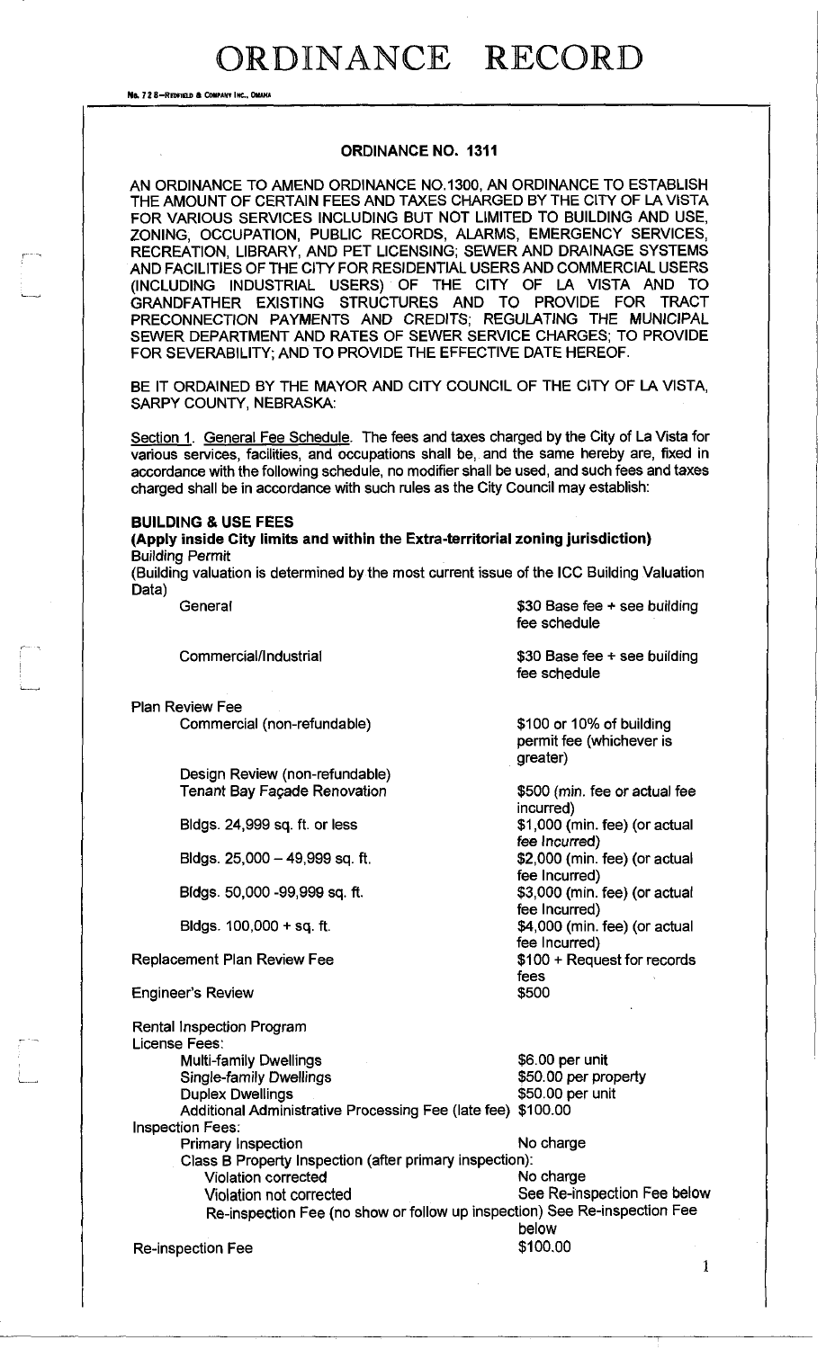# ORDINANCE RECORD

## ORDINANCE NO. 1311

AN ORDINANCE TO AMEND ORDINANCE NO.1300, AN ORDINANCE TO ESTABLISH THE AMOUNT OF CERTAIN FEES AND TAXES CHARGED BY THE CITY OF LA VISTA FOR VARIOUS SERVICES INCLUDING BUT NOT LIMITED TO BUILDING AND USE, ZONING, OCCUPATION, PUBLIC RECORDS, ALARMS, EMERGENCY SERVICES, RECREATION, LIBRARY, AND PET LICENSING; SEWER AND DRAINAGE SYSTEMS AND FACILITIES OF THE CITY FOR RESIDENTIAL USERS AND COMMERCIAL USERS (INCLUDING INDUSTRIAL USERS) OF THE CITY OF LA VISTA AND TO GRANDFATHER EXISTING STRUCTURES AND TO PROVIDE FOR TRACT PRECONNECTION PAYMENTS AND CREDITS; REGULATING THE MUNICIPAL SEWER DEPARTMENT AND RATES OF SEWER SERVICE CHARGES; TO PROVIDE FOR SEVERABILITY; AND TO PROVIDE THE EFFECTIVE DATE HEREOF.

BE IT ORDAINED BY THE MAYOR AND CITY COUNCIL OF THE CITY OF LA VISTA, SARPY COUNTY, NEBRASKA:

Section 1. General Fee Schedule. The fees and taxes charged by the City of La Vista for various services, facilities, and occupations shall be, and the same hereby are, fixed in accordance with the following schedule, no modifier shall be used, and such fees and taxes charged shall be in accordance with such rules as the City Council may establish:

**BUILDING & USE FEES**

**(Apply inside City limits and within the Extra-territorial zoning jurisdiction)**

Building Permit

(Building valuation is determined by the most current issue of the ICC Building Valuation Data)

| | |
|---|---|
| General | $30 Base fee + see building fee schedule |
| Commercial/Industrial | $30 Base fee + see building fee schedule |
| Plan Review Fee | |
| Commercial (non-refundable) | $100 or 10% of building permit fee (whichever is greater) |
| Design Review (non-refundable) | |
| Tenant Bay Façade Renovation | $500 (min. fee or actual fee incurred) |
| Bldgs. 24,999 sq. ft. or less | $1,000 (min. fee) (or actual fee Incurred) |
| Bldgs. 25,000 – 49,999 sq. ft. | $2,000 (min. fee) (or actual fee Incurred) |
| Bldgs. 50,000 -99,999 sq. ft. | $3,000 (min. fee) (or actual fee Incurred) |
| Bldgs. 100,000 + sq. ft. | $4,000 (min. fee) (or actual fee Incurred) |
| Replacement Plan Review Fee | $100 + Request for records fees |
| Engineer's Review | $500 |

Rental Inspection Program

| | |
|---|---|
| License Fees: | |
| Multi-family Dwellings | $6.00 per unit |
| Single-family Dwellings | $50.00 per property |
| Duplex Dwellings | $50.00 per unit |
| Additional Administrative Processing Fee (late fee) | $100.00 |
| Inspection Fees: | |
| Primary Inspection | No charge |
| Class B Property Inspection (after primary inspection): | |
| Violation corrected | No charge |
| Violation not corrected | See Re-inspection Fee below |
| Re-inspection Fee (no show or follow up inspection) | See Re-inspection Fee below |
| Re-inspection Fee | $100.00 |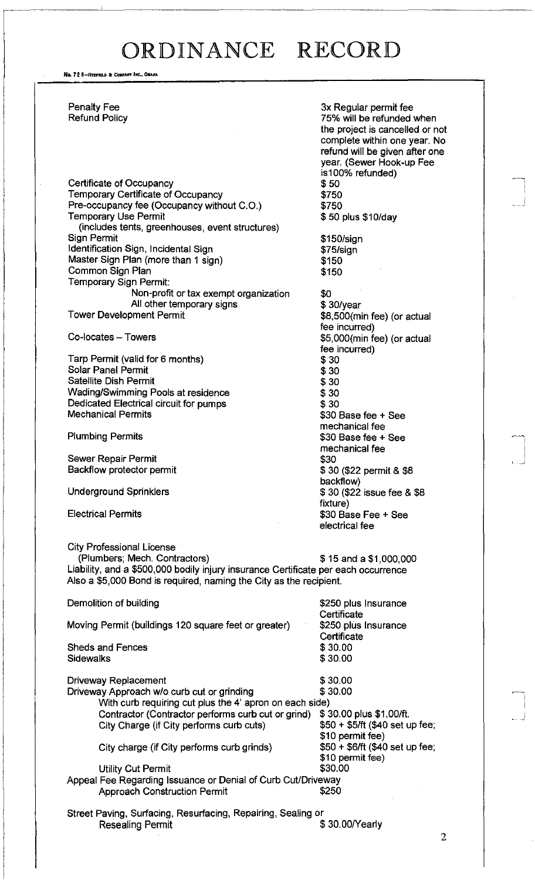# ORDINANCE RECORD

| Item | Fee |
|---|---|
| Penalty Fee | 3x Regular permit fee |
| Refund Policy | 75% will be refunded when the project is cancelled or not complete within one year. No refund will be given after one year. (Sewer Hook-up Fee is100% refunded) |
| Certificate of Occupancy | $ 50 |
| Temporary Certificate of Occupancy | $750 |
| Pre-occupancy fee (Occupancy without C.O.) | $750 |
| Temporary Use Permit (includes tents, greenhouses, event structures) | $ 50 plus $10/day |
| Sign Permit | $150/sign |
| Identification Sign, Incidental Sign | $75/sign |
| Master Sign Plan (more than 1 sign) | $150 |
| Common Sign Plan | $150 |
| Temporary Sign Permit: | |
| Non-profit or tax exempt organization | $0 |
| All other temporary signs | $ 30/year |
| Tower Development Permit | $8,500(min fee) (or actual fee incurred) |
| Co-locates – Towers | $5,000(min fee) (or actual fee incurred) |
| Tarp Permit (valid for 6 months) | $ 30 |
| Solar Panel Permit | $ 30 |
| Satellite Dish Permit | $ 30 |
| Wading/Swimming Pools at residence | $ 30 |
| Dedicated Electrical circuit for pumps | $ 30 |
| Mechanical Permits | $30 Base fee + See mechanical fee |
| Plumbing Permits | $30 Base fee + See mechanical fee |
| Sewer Repair Permit | $30 |
| Backflow protector permit | $ 30 ($22 permit & $8 backflow) |
| Underground Sprinklers | $ 30 ($22 issue fee & $8 fixture) |
| Electrical Permits | $30 Base Fee + See electrical fee |

City Professional License
(Plumbers; Mech. Contractors) $ 15 and a $1,000,000 Liability, and a $500,000 bodily injury insurance Certificate per each occurrence
Also a $5,000 Bond is required, naming the City as the recipient.

| Item | Fee |
|---|---|
| Demolition of building | $250 plus Insurance Certificate |
| Moving Permit (buildings 120 square feet or greater) | $250 plus Insurance Certificate |
| Sheds and Fences | $ 30.00 |
| Sidewalks | $ 30.00 |
| Driveway Replacement | $ 30.00 |
| Driveway Approach w/o curb cut or grinding | $ 30.00 |
| With curb requiring cut plus the 4' apron on each side) | |
| Contractor (Contractor performs curb cut or grind) | $ 30.00 plus $1.00/ft. |
| City Charge (if City performs curb cuts) | $50 + $5/ft ($40 set up fee; $10 permit fee) |
| City charge (if City performs curb grinds) | $50 + $6/ft ($40 set up fee; $10 permit fee) |
| Utility Cut Permit | $30.00 |
| Appeal Fee Regarding Issuance or Denial of Curb Cut/Driveway Approach Construction Permit | $250 |
| Street Paving, Surfacing, Resurfacing, Repairing, Sealing or Resealing Permit | $ 30.00/Yearly |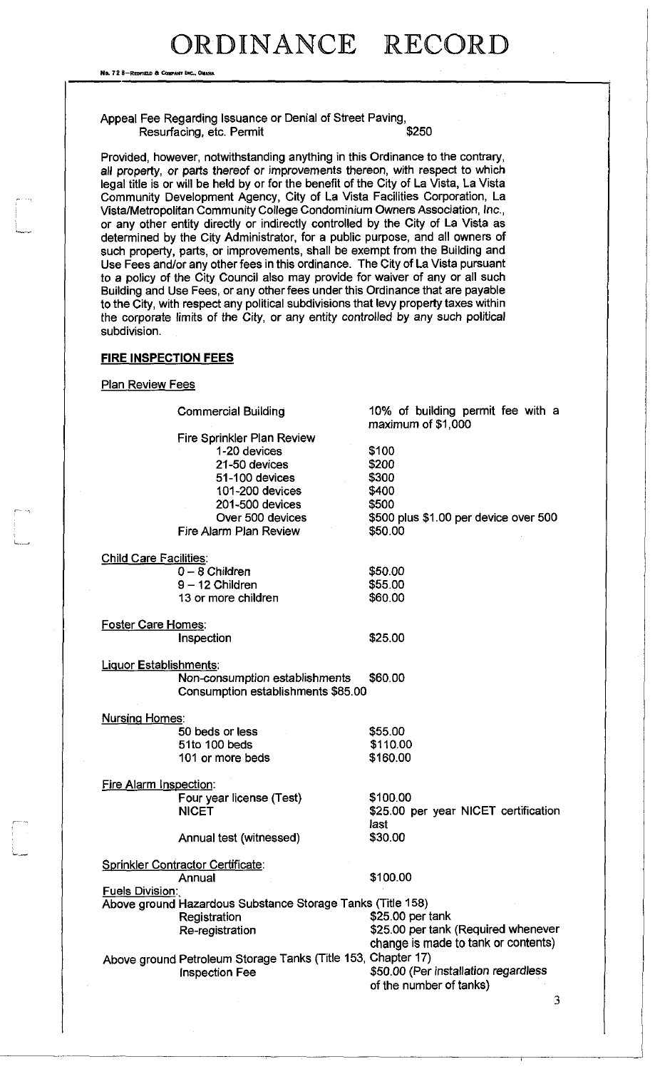Appeal Fee Regarding Issuance or Denial of Street Paving, Resurfacing, etc. Permit $250

Provided, however, notwithstanding anything in this Ordinance to the contrary, all property, or parts thereof or improvements thereon, with respect to which legal title is or will be held by or for the benefit of the City of La Vista, La Vista Community Development Agency, City of La Vista Facilities Corporation, La Vista/Metropolitan Community College Condominium Owners Association, Inc., or any other entity directly or indirectly controlled by the City of La Vista as determined by the City Administrator, for a public purpose, and all owners of such property, parts, or improvements, shall be exempt from the Building and Use Fees and/or any other fees in this ordinance. The City of La Vista pursuant to a policy of the City Council also may provide for waiver of any or all such Building and Use Fees, or any other fees under this Ordinance that are payable to the City, with respect any political subdivisions that levy property taxes within the corporate limits of the City, or any entity controlled by any such political subdivision.

**FIRE INSPECTION FEES**

Plan Review Fees

| | |
|---|---|
| Commercial Building | 10% of building permit fee with a maximum of $1,000 |
| Fire Sprinkler Plan Review | |
| 1-20 devices | $100 |
| 21-50 devices | $200 |
| 51-100 devices | $300 |
| 101-200 devices | $400 |
| 201-500 devices | $500 |
| Over 500 devices | $500 plus $1.00 per device over 500 |
| Fire Alarm Plan Review | $50.00 |

Child Care Facilities:

| | |
|---|---|
| 0 – 8 Children | $50.00 |
| 9 – 12 Children | $55.00 |
| 13 or more children | $60.00 |

Foster Care Homes:

| | |
|---|---|
| Inspection | $25.00 |

Liquor Establishments:

| | |
|---|---|
| Non-consumption establishments | $60.00 |
| Consumption establishments | $85.00 |

Nursing Homes:

| | |
|---|---|
| 50 beds or less | $55.00 |
| 51to 100 beds | $110.00 |
| 101 or more beds | $160.00 |

Fire Alarm Inspection:

| | |
|---|---|
| Four year license (Test) | $100.00 |
| NICET | $25.00 per year NICET certification last |
| Annual test (witnessed) | $30.00 |

Sprinkler Contractor Certificate:

| | |
|---|---|
| Annual | $100.00 |

Fuels Division:

Above ground Hazardous Substance Storage Tanks (Title 158)

| | |
|---|---|
| Registration | $25.00 per tank |
| Re-registration | $25.00 per tank (Required whenever change is made to tank or contents) |

Above ground Petroleum Storage Tanks (Title 153, Chapter 17)

| | |
|---|---|
| Inspection Fee | $50.00 (Per installation regardless of the number of tanks) |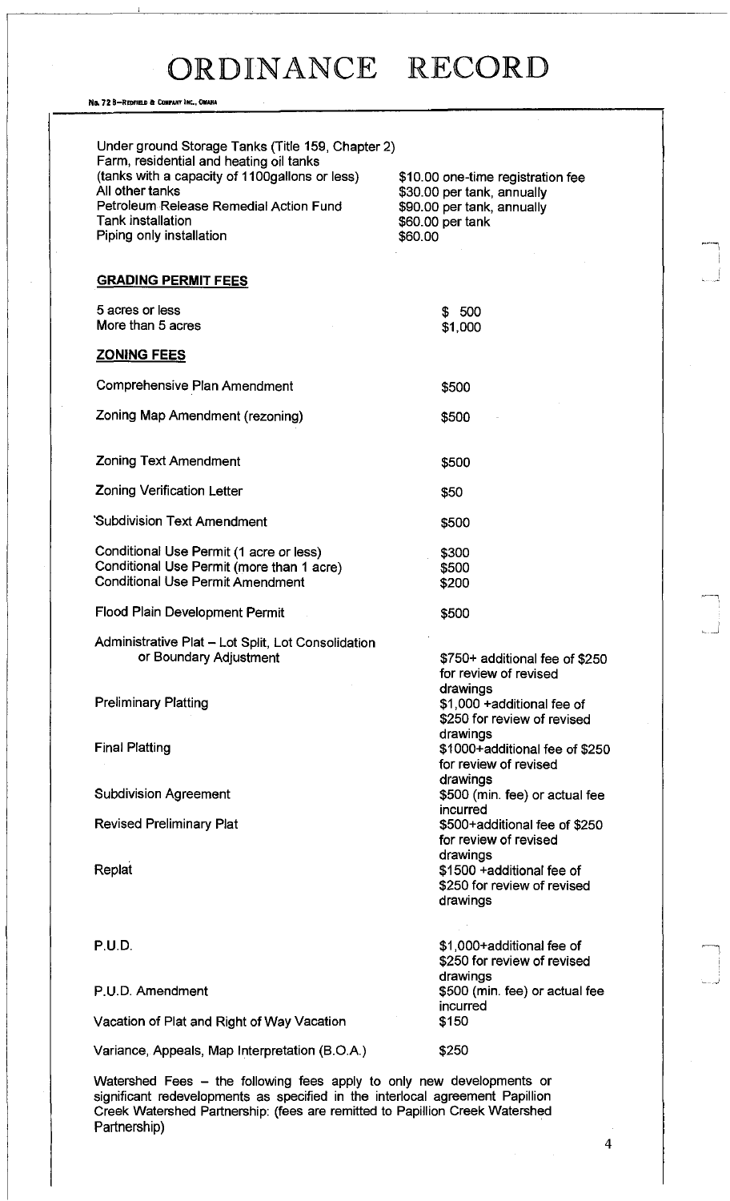# ORDINANCE RECORD

| | |
|---|---|
| Under ground Storage Tanks (Title 159, Chapter 2) | |
| Farm, residential and heating oil tanks (tanks with a capacity of 1100gallons or less) | $10.00 one-time registration fee |
| All other tanks | $30.00 per tank, annually |
| Petroleum Release Remedial Action Fund | $90.00 per tank, annually |
| Tank installation | $60.00 per tank |
| Piping only installation | $60.00 |

## GRADING PERMIT FEES

| | |
|---|---|
| 5 acres or less | $ 500 |
| More than 5 acres | $1,000 |

## ZONING FEES

| | |
|---|---|
| Comprehensive Plan Amendment | $500 |
| Zoning Map Amendment (rezoning) | $500 |
| Zoning Text Amendment | $500 |
| Zoning Verification Letter | $50 |
| Subdivision Text Amendment | $500 |
| Conditional Use Permit (1 acre or less) | $300 |
| Conditional Use Permit (more than 1 acre) | $500 |
| Conditional Use Permit Amendment | $200 |
| Flood Plain Development Permit | $500 |
| Administrative Plat – Lot Split, Lot Consolidation or Boundary Adjustment | $750+ additional fee of $250 for review of revised drawings |
| Preliminary Platting | $1,000 +additional fee of $250 for review of revised drawings |
| Final Platting | $1000+additional fee of $250 for review of revised drawings |
| Subdivision Agreement | $500 (min. fee) or actual fee incurred |
| Revised Preliminary Plat | $500+additional fee of $250 for review of revised drawings |
| Replat | $1500 +additional fee of $250 for review of revised drawings |
| P.U.D. | $1,000+additional fee of $250 for review of revised drawings |
| P.U.D. Amendment | $500 (min. fee) or actual fee incurred |
| Vacation of Plat and Right of Way Vacation | $150 |
| Variance, Appeals, Map Interpretation (B.O.A.) | $250 |

Watershed Fees – the following fees apply to only new developments or significant redevelopments as specified in the interlocal agreement Papillion Creek Watershed Partnership: (fees are remitted to Papillion Creek Watershed Partnership)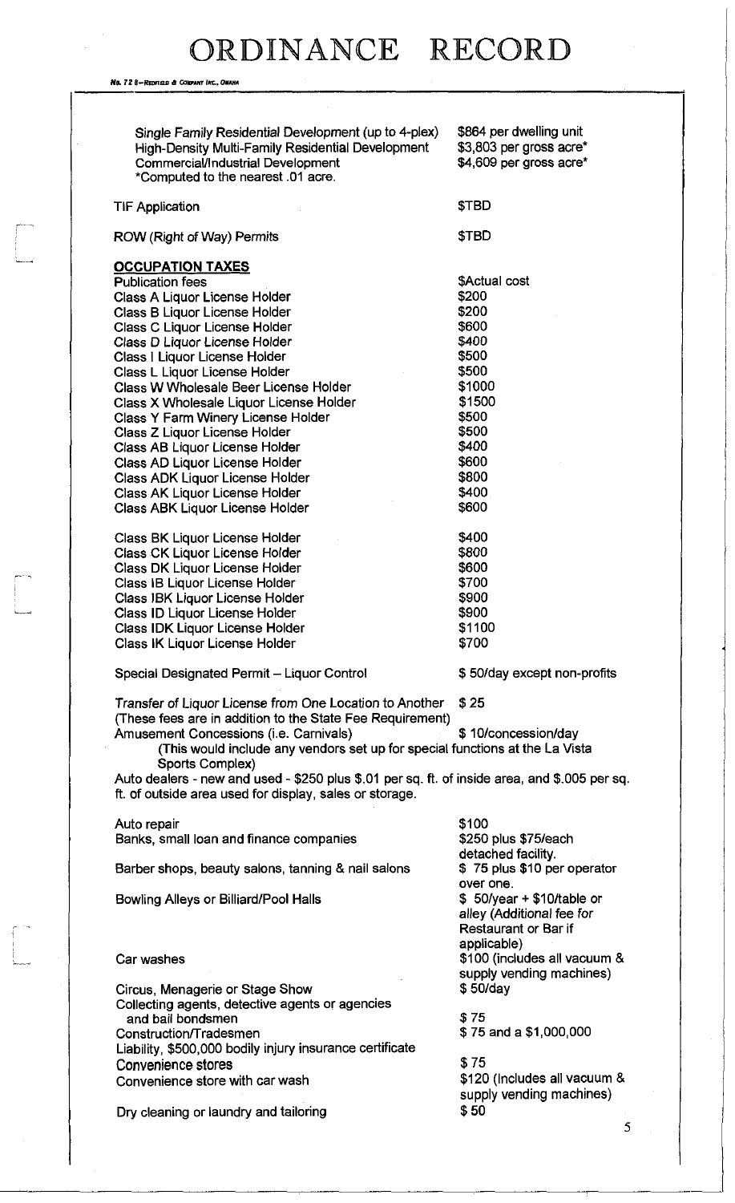# ORDINANCE RECORD

| | |
|---|---|
| Single Family Residential Development (up to 4-plex) | $864 per dwelling unit |
| High-Density Multi-Family Residential Development | $3,803 per gross acre* |
| Commercial/Industrial Development | $4,609 per gross acre* |

*Computed to the nearest .01 acre.

| | |
|---|---|
| TIF Application | $TBD |
| ROW (Right of Way) Permits | $TBD |

**OCCUPATION TAXES**

| | |
|---|---|
| Publication fees | $Actual cost |
| Class A Liquor License Holder | $200 |
| Class B Liquor License Holder | $200 |
| Class C Liquor License Holder | $600 |
| Class D Liquor License Holder | $400 |
| Class I Liquor License Holder | $500 |
| Class L Liquor License Holder | $500 |
| Class W Wholesale Beer License Holder | $1000 |
| Class X Wholesale Liquor License Holder | $1500 |
| Class Y Farm Winery License Holder | $500 |
| Class Z Liquor License Holder | $500 |
| Class AB Liquor License Holder | $400 |
| Class AD Liquor License Holder | $600 |
| Class ADK Liquor License Holder | $800 |
| Class AK Liquor License Holder | $400 |
| Class ABK Liquor License Holder | $600 |
| Class BK Liquor License Holder | $400 |
| Class CK Liquor License Holder | $800 |
| Class DK Liquor License Holder | $600 |
| Class IB Liquor License Holder | $700 |
| Class IBK Liquor License Holder | $900 |
| Class ID Liquor License Holder | $900 |
| Class IDK Liquor License Holder | $1100 |
| Class IK Liquor License Holder | $700 |
| Special Designated Permit – Liquor Control | $ 50/day except non-profits |
| *Transfer of Liquor License from One Location to Another* | $ 25 |

(These fees are in addition to the State Fee Requirement)

| | |
|---|---|
| Amusement Concessions (i.e. Carnivals) | $ 10/concession/day |

(This would include any vendors set up for special functions at the La Vista Sports Complex)

Auto dealers - new and used - $250 plus $.01 per sq. ft. of inside area, and $.005 per sq. ft. of outside area used for display, sales or storage.

| | |
|---|---|
| Auto repair | $100 |
| Banks, small loan and finance companies | $250 plus $75/each detached facility. |
| Barber shops, beauty salons, tanning & nail salons | $ 75 plus $10 per operator over one. |
| Bowling Alleys or Billiard/Pool Halls | $ 50/year + $10/table or alley (Additional fee for Restaurant or Bar if applicable) |
| Car washes | $100 (includes all vacuum & supply vending machines) |
| Circus, Menagerie or Stage Show | $ 50/day |
| Collecting agents, detective agents or agencies and bail bondsmen | $ 75 |
| Construction/Tradesmen | $ 75 and a $1,000,000 Liability, $500,000 bodily injury insurance certificate |
| Convenience stores | $ 75 |
| Convenience store with car wash | $120 (Includes all vacuum & supply vending machines) |
| Dry cleaning or laundry and tailoring | $ 50 |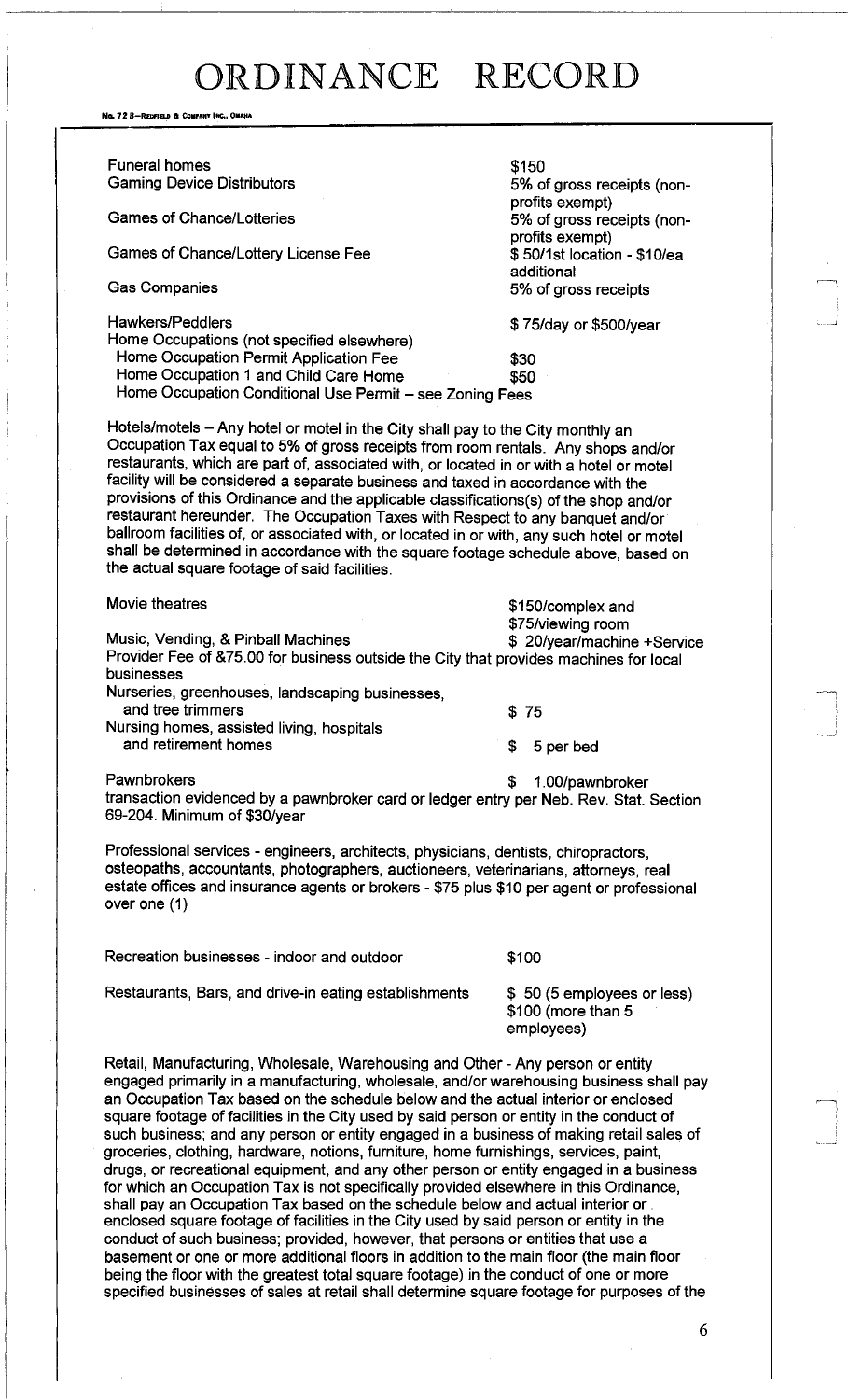# ORDINANCE RECORD

| | |
|---|---|
| Funeral homes | $150 |
| Gaming Device Distributors | 5% of gross receipts (non-profits exempt) |
| Games of Chance/Lotteries | 5% of gross receipts (non-profits exempt) |
| Games of Chance/Lottery License Fee | $ 50/1st location - $10/ea additional |
| Gas Companies | 5% of gross receipts |
| Hawkers/Peddlers | $ 75/day or $500/year |
| Home Occupations (not specified elsewhere) | |
| Home Occupation Permit Application Fee | $30 |
| Home Occupation 1 and Child Care Home | $50 |
| Home Occupation Conditional Use Permit – see Zoning Fees | |

Hotels/motels – Any hotel or motel in the City shall pay to the City monthly an Occupation Tax equal to 5% of gross receipts from room rentals. Any shops and/or restaurants, which are part of, associated with, or located in or with a hotel or motel facility will be considered a separate business and taxed in accordance with the provisions of this Ordinance and the applicable classifications(s) of the shop and/or restaurant hereunder. The Occupation Taxes with Respect to any banquet and/or ballroom facilities of, or associated with, or located in or with, any such hotel or motel shall be determined in accordance with the square footage schedule above, based on the actual square footage of said facilities.

| | |
|---|---|
| Movie theatres | $150/complex and $75/viewing room |
| Music, Vending, & Pinball Machines | $ 20/year/machine +Service |

Provider Fee of &75.00 for business outside the City that provides machines for local businesses

| | |
|---|---|
| Nurseries, greenhouses, landscaping businesses, and tree trimmers | $ 75 |
| Nursing homes, assisted living, hospitals and retirement homes | $ 5 per bed |
| Pawnbrokers | $ 1.00/pawnbroker |

transaction evidenced by a pawnbroker card or ledger entry per Neb. Rev. Stat. Section 69-204. Minimum of $30/year

Professional services - engineers, architects, physicians, dentists, chiropractors, osteopaths, accountants, photographers, auctioneers, veterinarians, attorneys, real estate offices and insurance agents or brokers - $75 plus $10 per agent or professional over one (1)

| | |
|---|---|
| Recreation businesses - indoor and outdoor | $100 |
| Restaurants, Bars, and drive-in eating establishments | $ 50 (5 employees or less) $100 (more than 5 employees) |

Retail, Manufacturing, Wholesale, Warehousing and Other - Any person or entity engaged primarily in a manufacturing, wholesale, and/or warehousing business shall pay an Occupation Tax based on the schedule below and the actual interior or enclosed square footage of facilities in the City used by said person or entity in the conduct of such business; and any person or entity engaged in a business of making retail sales of groceries, clothing, hardware, notions, furniture, home furnishings, services, paint, drugs, or recreational equipment, and any other person or entity engaged in a business for which an Occupation Tax is not specifically provided elsewhere in this Ordinance, shall pay an Occupation Tax based on the schedule below and actual interior or enclosed square footage of facilities in the City used by said person or entity in the conduct of such business; provided, however, that persons or entities that use a basement or one or more additional floors in addition to the main floor (the main floor being the floor with the greatest total square footage) in the conduct of one or more specified businesses of sales at retail shall determine square footage for purposes of the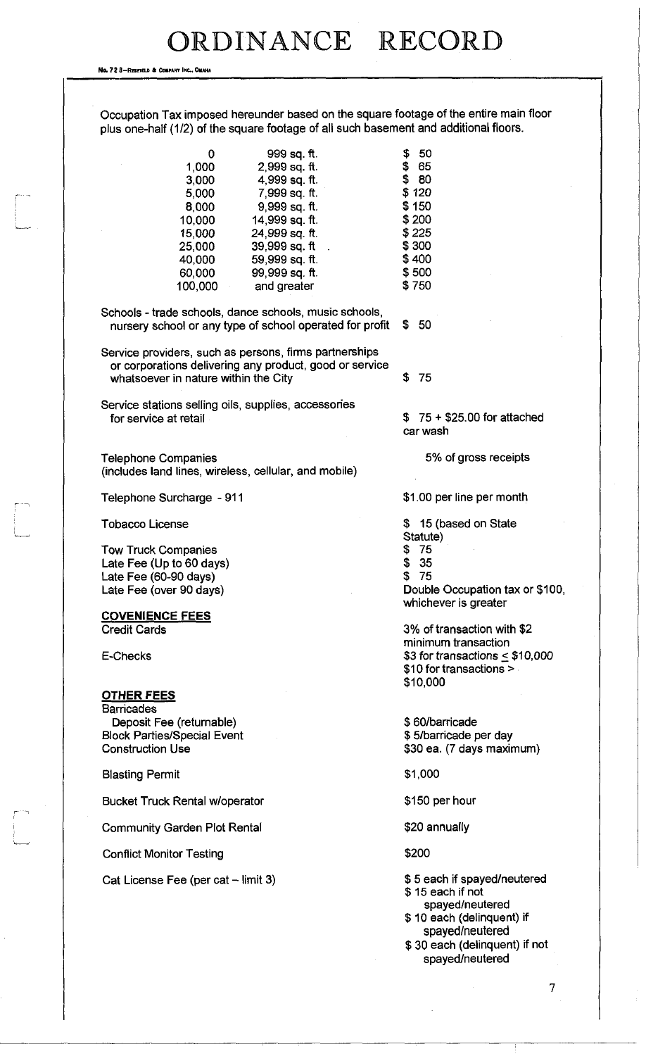# ORDINANCE RECORD

Occupation Tax imposed hereunder based on the square footage of the entire main floor plus one-half (1/2) of the square footage of all such basement and additional floors.

| | | |
|---|---|---|
| 0 | 999 sq. ft. | $ 50 |
| 1,000 | 2,999 sq. ft. | $ 65 |
| 3,000 | 4,999 sq. ft. | $ 80 |
| 5,000 | 7,999 sq. ft. | $ 120 |
| 8,000 | 9,999 sq. ft. | $ 150 |
| 10,000 | 14,999 sq. ft. | $ 200 |
| 15,000 | 24,999 sq. ft. | $ 225 |
| 25,000 | 39,999 sq. ft | $ 300 |
| 40,000 | 59,999 sq. ft. | $ 400 |
| 60,000 | 99,999 sq. ft. | $ 500 |
| 100,000 | and greater | $ 750 |

| | |
|---|---|
| Schools - trade schools, dance schools, music schools, nursery school or any type of school operated for profit | $ 50 |
| Service providers, such as persons, firms partnerships or corporations delivering any product, good or service whatsoever in nature within the City | $ 75 |
| Service stations selling oils, supplies, accessories for service at retail | $ 75 + $25.00 for attached car wash |
| Telephone Companies (includes land lines, wireless, cellular, and mobile) | 5% of gross receipts |
| Telephone Surcharge - 911 | $1.00 per line per month |
| Tobacco License | $ 15 (based on State Statute) |
| Tow Truck Companies | $ 75 |
| Late Fee (Up to 60 days) | $ 35 |
| Late Fee (60-90 days) | $ 75 |
| Late Fee (over 90 days) | Double Occupation tax or $100, whichever is greater |

**COVENIENCE FEES**

| | |
|---|---|
| Credit Cards | 3% of transaction with $2 minimum transaction |
| E-Checks | $3 for transactions ≤ $10,000<br>$10 for transactions > $10,000 |

**OTHER FEES**

| | |
|---|---|
| Barricades | |
| Deposit Fee (returnable) | $ 60/barricade |
| Block Parties/Special Event | $ 5/barricade per day |
| Construction Use | $30 ea. (7 days maximum) |
| Blasting Permit | $1,000 |
| Bucket Truck Rental w/operator | $150 per hour |
| Community Garden Plot Rental | $20 annually |
| Conflict Monitor Testing | $200 |
| Cat License Fee (per cat – limit 3) | $ 5 each if spayed/neutered<br>$ 15 each if not spayed/neutered<br>$ 10 each (delinquent) if spayed/neutered<br>$ 30 each (delinquent) if not spayed/neutered |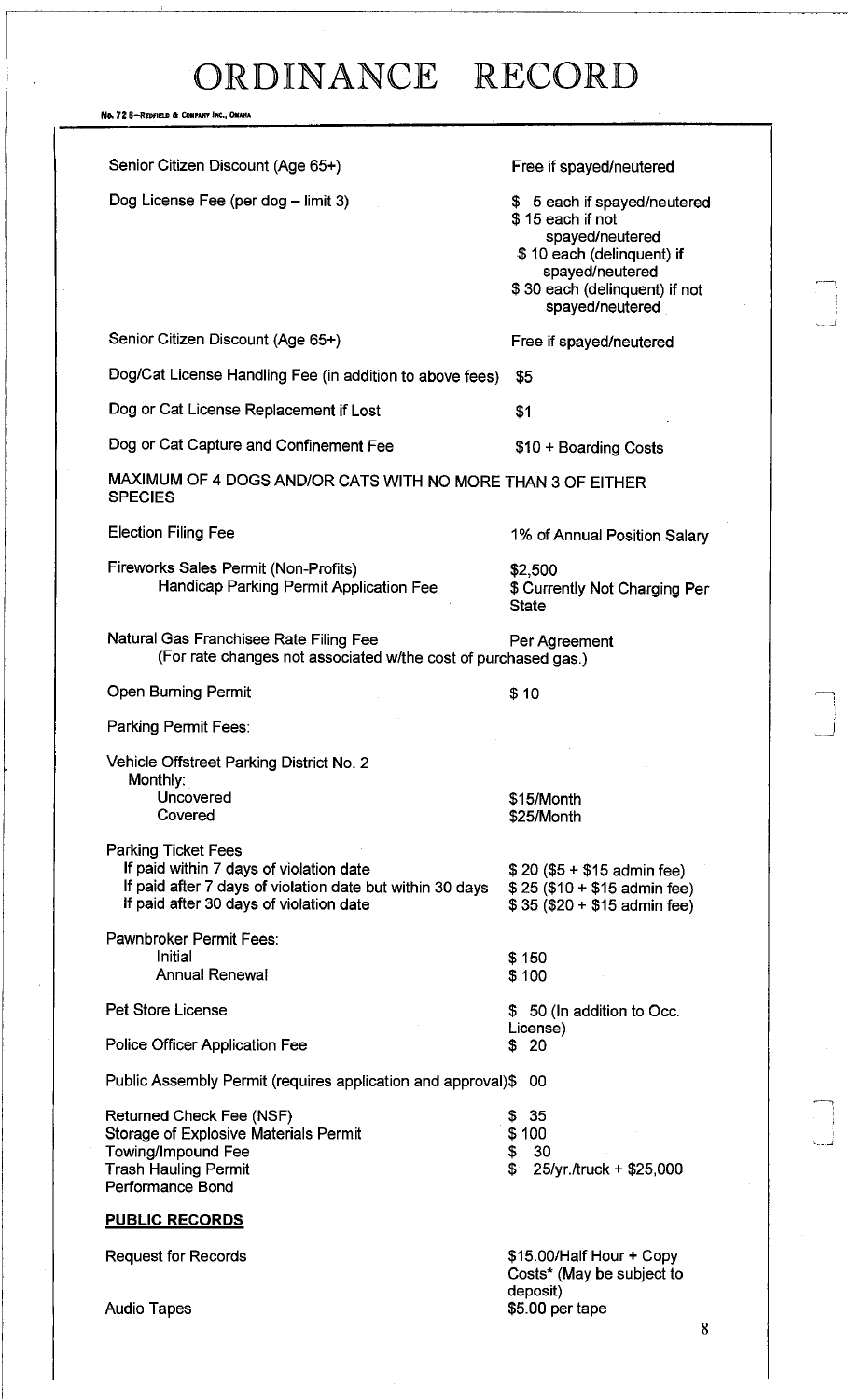# ORDINANCE RECORD

| | |
|---|---|
| Senior Citizen Discount (Age 65+) | Free if spayed/neutered |
| Dog License Fee (per dog – limit 3) | $ 5 each if spayed/neutered<br>$ 15 each if not spayed/neutered<br>$ 10 each (delinquent) if spayed/neutered<br>$ 30 each (delinquent) if not spayed/neutered |
| Senior Citizen Discount (Age 65+) | Free if spayed/neutered |
| Dog/Cat License Handling Fee (in addition to above fees) | $5 |
| Dog or Cat License Replacement if Lost | $1 |
| Dog or Cat Capture and Confinement Fee | $10 + Boarding Costs |

MAXIMUM OF 4 DOGS AND/OR CATS WITH NO MORE THAN 3 OF EITHER SPECIES

| | |
|---|---|
| Election Filing Fee | 1% of Annual Position Salary |
| Fireworks Sales Permit (Non-Profits) | $2,500 |
| Handicap Parking Permit Application Fee | $ Currently Not Charging Per State |
| Natural Gas Franchisee Rate Filing Fee (For rate changes not associated w/the cost of purchased gas.) | Per Agreement |
| Open Burning Permit | $ 10 |
| Parking Permit Fees: | |
| Vehicle Offstreet Parking District No. 2 | |
| Monthly: | |
| Uncovered | $15/Month |
| Covered | $25/Month |
| Parking Ticket Fees | |
| If paid within 7 days of violation date | $ 20 ($5 + $15 admin fee) |
| If paid after 7 days of violation date but within 30 days | $ 25 ($10 + $15 admin fee) |
| If paid after 30 days of violation date | $ 35 ($20 + $15 admin fee) |
| Pawnbroker Permit Fees: | |
| Initial | $ 150 |
| Annual Renewal | $ 100 |
| Pet Store License | $ 50 (In addition to Occ. License) |
| Police Officer Application Fee | $ 20 |
| Public Assembly Permit (requires application and approval) | $ 00 |
| Returned Check Fee (NSF) | $ 35 |
| Storage of Explosive Materials Permit | $ 100 |
| Towing/Impound Fee | $ 30 |
| Trash Hauling Permit Performance Bond | $ 25/yr./truck + $25,000 |

**PUBLIC RECORDS**

| | |
|---|---|
| Request for Records | $15.00/Half Hour + Copy Costs* (May be subject to deposit) |
| Audio Tapes | $5.00 per tape |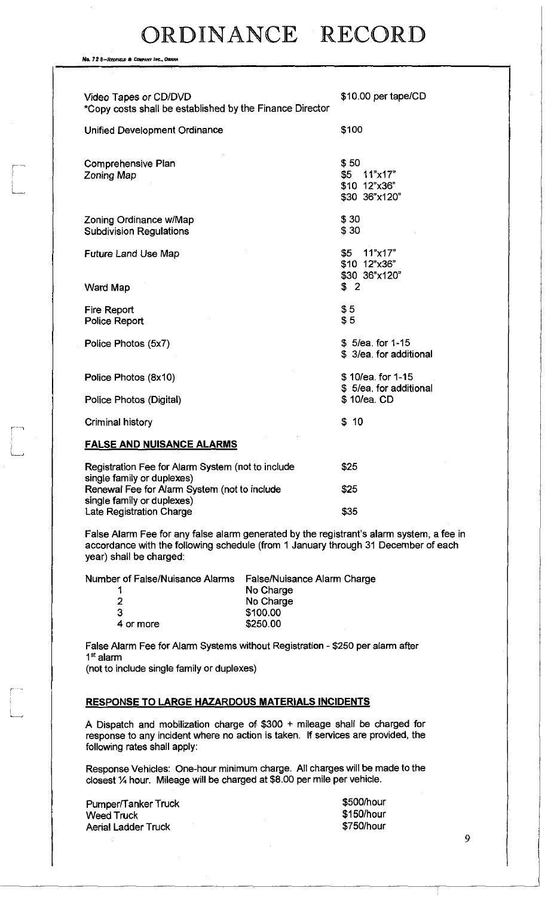# ORDINANCE RECORD

| | |
|---|---|
| Video Tapes or CD/DVD<br>*Copy costs shall be established by the Finance Director | $10.00 per tape/CD |
| Unified Development Ordinance | $100 |
| Comprehensive Plan | $ 50 |
| Zoning Map | $5 11"x17"<br>$10 12"x36"<br>$30 36"x120" |
| Zoning Ordinance w/Map | $ 30 |
| Subdivision Regulations | $ 30 |
| Future Land Use Map | $5 11"x17"<br>$10 12"x36"<br>$30 36"x120" |
| Ward Map | $ 2 |
| Fire Report | $ 5 |
| Police Report | $ 5 |
| Police Photos (5x7) | $ 5/ea. for 1-15<br>$ 3/ea. for additional |
| Police Photos (8x10) | $ 10/ea. for 1-15<br>$ 5/ea. for additional |
| Police Photos (Digital) | $ 10/ea. CD |
| Criminal history | $ 10 |

## FALSE AND NUISANCE ALARMS

| | |
|---|---|
| Registration Fee for Alarm System (not to include single family or duplexes) | $25 |
| Renewal Fee for Alarm System (not to include single family or duplexes) | $25 |
| Late Registration Charge | $35 |

False Alarm Fee for any false alarm generated by the registrant's alarm system, a fee in accordance with the following schedule (from 1 January through 31 December of each year) shall be charged:

| Number of False/Nuisance Alarms | False/Nuisance Alarm Charge |
|---|---|
| 1 | No Charge |
| 2 | No Charge |
| 3 | $100.00 |
| 4 or more | $250.00 |

False Alarm Fee for Alarm Systems without Registration - $250 per alarm after 1st alarm
(not to include single family or duplexes)

## RESPONSE TO LARGE HAZARDOUS MATERIALS INCIDENTS

A Dispatch and mobilization charge of $300 + mileage shall be charged for response to any incident where no action is taken. If services are provided, the following rates shall apply:

Response Vehicles: One-hour minimum charge. All charges will be made to the closest ¼ hour. Mileage will be charged at $8.00 per mile per vehicle.

| | |
|---|---|
| Pumper/Tanker Truck | $500/hour |
| Weed Truck | $150/hour |
| Aerial Ladder Truck | $750/hour |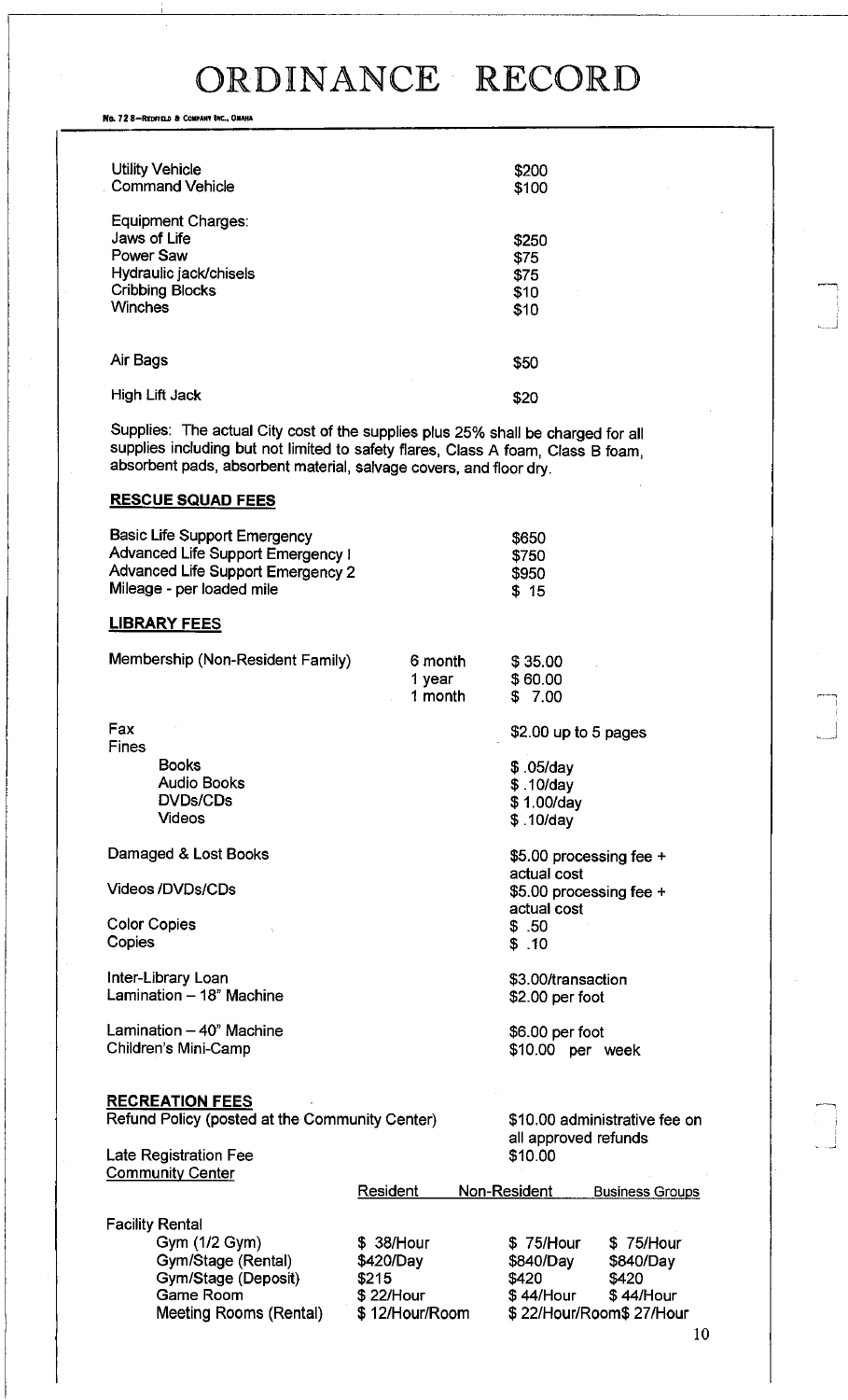| | |
|---|---|
| Utility Vehicle | $200 |
| Command Vehicle | $100 |

Equipment Charges:

| | |
|---|---|
| Jaws of Life | $250 |
| Power Saw | $75 |
| Hydraulic jack/chisels | $75 |
| Cribbing Blocks | $10 |
| Winches | $10 |
| Air Bags | $50 |
| High Lift Jack | $20 |

Supplies: The actual City cost of the supplies plus 25% shall be charged for all supplies including but not limited to safety flares, Class A foam, Class B foam, absorbent pads, absorbent material, salvage covers, and floor dry.

**RESCUE SQUAD FEES**

| | |
|---|---|
| Basic Life Support Emergency | $650 |
| Advanced Life Support Emergency I | $750 |
| Advanced Life Support Emergency 2 | $950 |
| Mileage - per loaded mile | $ 15 |

**LIBRARY FEES**

| | | |
|---|---|---|
| Membership (Non-Resident Family) | 6 month | $ 35.00 |
| | 1 year | $ 60.00 |
| | 1 month | $ 7.00 |

| | |
|---|---|
| Fax | $2.00 up to 5 pages |
| Fines | |
| Books | $ .05/day |
| Audio Books | $ .10/day |
| DVDs/CDs | $ 1.00/day |
| Videos | $ .10/day |
| Damaged & Lost Books | $5.00 processing fee + actual cost |
| Videos /DVDs/CDs | $5.00 processing fee + actual cost |
| Color Copies | $ .50 |
| Copies | $ .10 |
| Inter-Library Loan | $3.00/transaction |
| Lamination – 18" Machine | $2.00 per foot |
| Lamination – 40" Machine | $6.00 per foot |
| Children's Mini-Camp | $10.00 per week |

**RECREATION FEES**

| | |
|---|---|
| Refund Policy (posted at the Community Center) | $10.00 administrative fee on all approved refunds |
| Late Registration Fee | $10.00 |

Community Center

| | Resident | Non-Resident | Business Groups |
|---|---|---|---|
| Facility Rental | | | |
| Gym (1/2 Gym) | $ 38/Hour | $ 75/Hour | $ 75/Hour |
| Gym/Stage (Rental) | $420/Day | $840/Day | $840/Day |
| Gym/Stage (Deposit) | $215 | $420 | $420 |
| Game Room | $ 22/Hour | $ 44/Hour | $ 44/Hour |
| Meeting Rooms (Rental) | $ 12/Hour/Room | $ 22/Hour/Room | $ 27/Hour |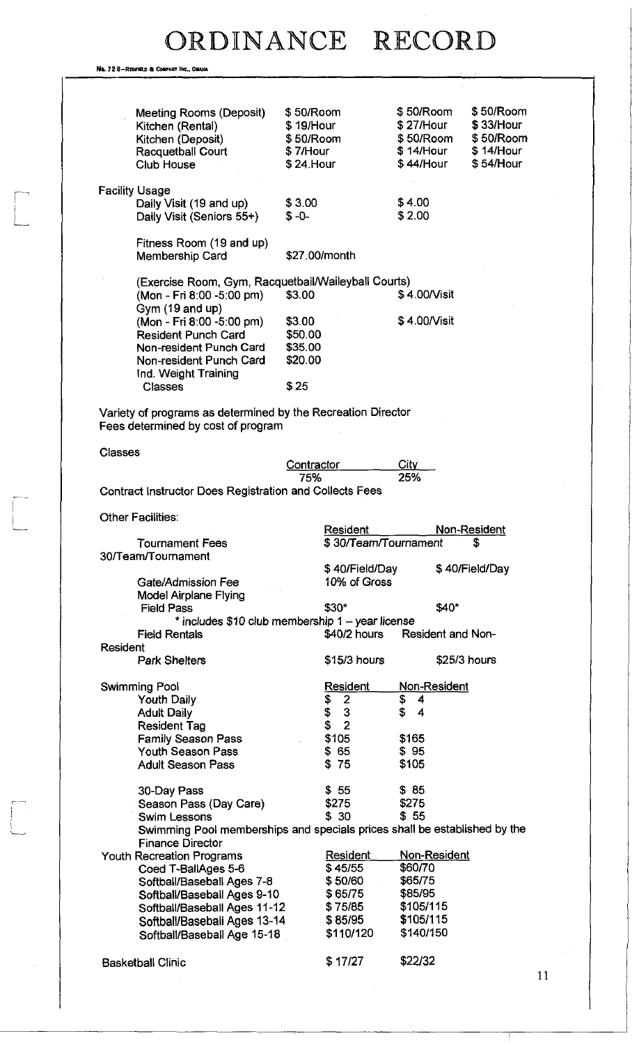# ORDINANCE RECORD

| | | | |
|---|---|---|---|
| Meeting Rooms (Deposit) | $ 50/Room | $ 50/Room | $ 50/Room |
| Kitchen (Rental) | $ 19/Hour | $ 27/Hour | $ 33/Hour |
| Kitchen (Deposit) | $ 50/Room | $ 50/Room | $ 50/Room |
| Racquetball Court | $ 7/Hour | $ 14/Hour | $ 14/Hour |
| Club House | $ 24.Hour | $ 44/Hour | $ 54/Hour |

Facility Usage

| | | |
|---|---|---|
| Daily Visit (19 and up) | $ 3.00 | $ 4.00 |
| Daily Visit (Seniors 55+) | $ -0- | $ 2.00 |

Fitness Room (19 and up)
Membership Card — $27.00/month

(Exercise Room, Gym, Racquetball/Waileyball Courts)

| | | |
|---|---|---|
| (Mon - Fri 8:00 -5:00 pm) | $3.00 | $ 4.00/Visit |
| Gym (19 and up) | | |
| (Mon - Fri 8:00 -5:00 pm) | $3.00 | $ 4.00/Visit |
| Resident Punch Card | $50.00 | |
| Non-resident Punch Card | $35.00 | |
| Non-resident Punch Card | $20.00 | |
| Ind. Weight Training Classes | $ 25 | |

Variety of programs as determined by the Recreation Director
Fees determined by cost of program

Classes

| Contractor | City |
|---|---|
| 75% | 25% |

Contract Instructor Does Registration and Collects Fees

Other Facilities:

| | Resident | Non-Resident |
|---|---|---|
| Tournament Fees | $ 30/Team/Tournament | $ 30/Team/Tournament |
| | $ 40/Field/Day | $ 40/Field/Day |
| Gate/Admission Fee | 10% of Gross | |
| Model Airplane Flying Field Pass | $30* | $40* |

\* includes $10 club membership 1 – year license

| | | |
|---|---|---|
| Field Rentals | $40/2 hours | Resident and Non-Resident |
| Park Shelters | $15/3 hours | $25/3 hours |

| Swimming Pool | Resident | Non-Resident |
|---|---|---|
| Youth Daily | $ 2 | $ 4 |
| Adult Daily | $ 3 | $ 4 |
| Resident Tag | $ 2 | |
| Family Season Pass | $105 | $165 |
| Youth Season Pass | $ 65 | $ 95 |
| Adult Season Pass | $ 75 | $105 |
| 30-Day Pass | $ 55 | $ 85 |
| Season Pass (Day Care) | $275 | $275 |
| Swim Lessons | $ 30 | $ 55 |

Swimming Pool memberships and specials prices shall be established by the Finance Director

| Youth Recreation Programs | Resident | Non-Resident |
|---|---|---|
| Coed T-BallAges 5-6 | $ 45/55 | $60/70 |
| Softball/Baseball Ages 7-8 | $ 50/60 | $65/75 |
| Softball/Baseball Ages 9-10 | $ 65/75 | $85/95 |
| Softball/Baseball Ages 11-12 | $ 75/85 | $105/115 |
| Softball/Baseball Ages 13-14 | $ 85/95 | $105/115 |
| Softball/Baseball Age 15-18 | $110/120 | $140/150 |
| Basketball Clinic | $ 17/27 | $22/32 |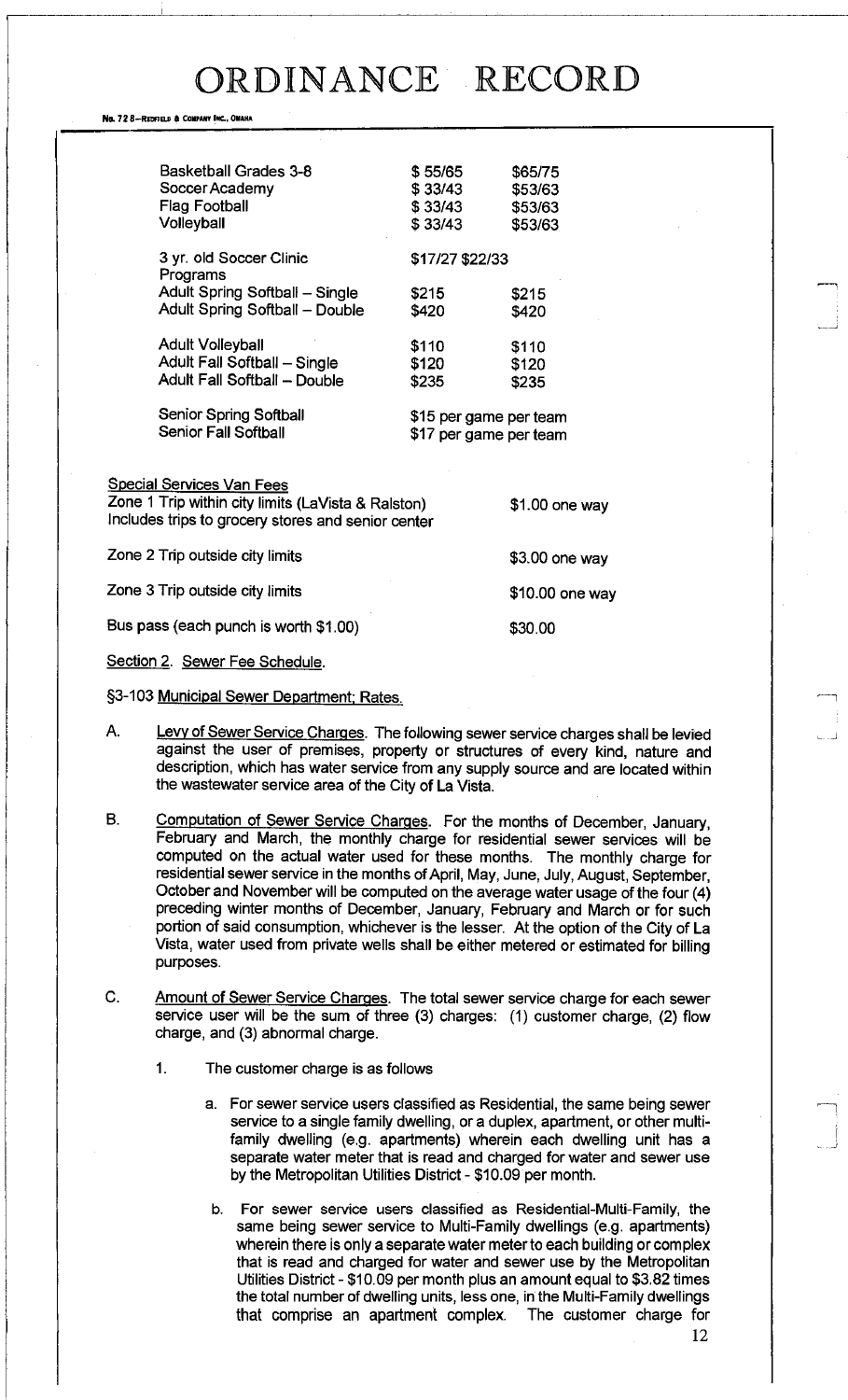| | | |
|---|---|---|
| Basketball Grades 3-8 | $ 55/65 | $65/75 |
| Soccer Academy | $ 33/43 | $53/63 |
| Flag Football | $ 33/43 | $53/63 |
| Volleyball | $ 33/43 | $53/63 |
| 3 yr. old Soccer Clinic | $17/27 $22/33 | |
| Programs | | |
| Adult Spring Softball – Single | $215 | $215 |
| Adult Spring Softball – Double | $420 | $420 |
| Adult Volleyball | $110 | $110 |
| Adult Fall Softball – Single | $120 | $120 |
| Adult Fall Softball – Double | $235 | $235 |
| Senior Spring Softball | $15 per game per team | |
| Senior Fall Softball | $17 per game per team | |

Special Services Van Fees

| | |
|---|---|
| Zone 1 Trip within city limits (LaVista & Ralston) Includes trips to grocery stores and senior center | $1.00 one way |
| Zone 2 Trip outside city limits | $3.00 one way |
| Zone 3 Trip outside city limits | $10.00 one way |
| Bus pass (each punch is worth $1.00) | $30.00 |

Section 2. Sewer Fee Schedule.

§3-103 Municipal Sewer Department; Rates.

A. Levy of Sewer Service Charges. The following sewer service charges shall be levied against the user of premises, property or structures of every kind, nature and description, which has water service from any supply source and are located within the wastewater service area of the City of La Vista.

B. Computation of Sewer Service Charges. For the months of December, January, February and March, the monthly charge for residential sewer services will be computed on the actual water used for these months. The monthly charge for residential sewer service in the months of April, May, June, July, August, September, October and November will be computed on the average water usage of the four (4) preceding winter months of December, January, February and March or for such portion of said consumption, whichever is the lesser. At the option of the City of La Vista, water used from private wells shall be either metered or estimated for billing purposes.

C. Amount of Sewer Service Charges. The total sewer service charge for each sewer service user will be the sum of three (3) charges: (1) customer charge, (2) flow charge, and (3) abnormal charge.

1. The customer charge is as follows

   a. For sewer service users classified as Residential, the same being sewer service to a single family dwelling, or a duplex, apartment, or other multi-family dwelling (e.g. apartments) wherein each dwelling unit has a separate water meter that is read and charged for water and sewer use by the Metropolitan Utilities District - $10.09 per month.

   b. For sewer service users classified as Residential-Multi-Family, the same being sewer service to Multi-Family dwellings (e.g. apartments) wherein there is only a separate water meter to each building or complex that is read and charged for water and sewer use by the Metropolitan Utilities District - $10.09 per month plus an amount equal to $3.82 times the total number of dwelling units, less one, in the Multi-Family dwellings that comprise an apartment complex. The customer charge for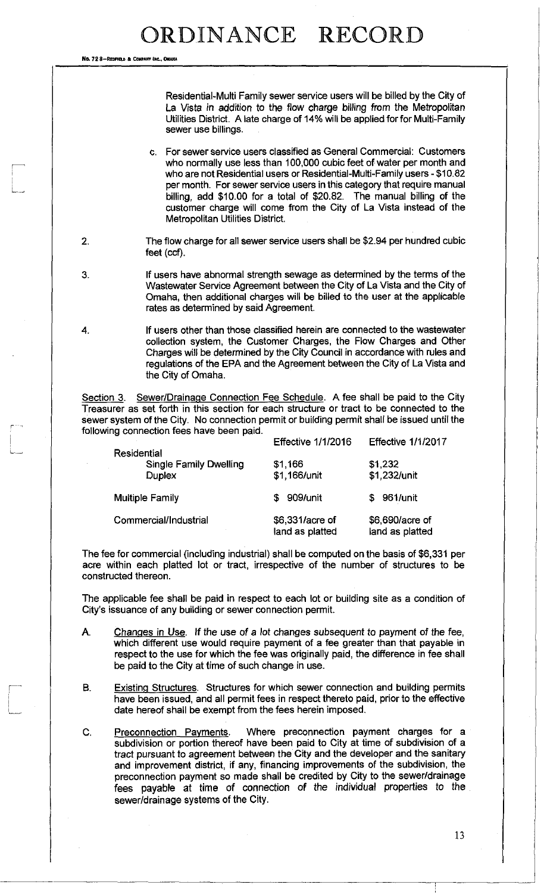Residential-Multi Family sewer service users will be billed by the City of La Vista in addition to the flow charge billing from the Metropolitan Utilities District. A late charge of 14% will be applied for for Multi-Family sewer use billings.

c. For sewer service users classified as General Commercial: Customers who normally use less than 100,000 cubic feet of water per month and who are not Residential users or Residential-Multi-Family users - $10.82 per month. For sewer service users in this category that require manual billing, add $10.00 for a total of $20.82. The manual billing of the customer charge will come from the City of La Vista instead of the Metropolitan Utilities District.

2. The flow charge for all sewer service users shall be $2.94 per hundred cubic feet (ccf).

3. If users have abnormal strength sewage as determined by the terms of the Wastewater Service Agreement between the City of La Vista and the City of Omaha, then additional charges will be billed to the user at the applicable rates as determined by said Agreement.

4. If users other than those classified herein are connected to the wastewater collection system, the Customer Charges, the Flow Charges and Other Charges will be determined by the City Council in accordance with rules and regulations of the EPA and the Agreement between the City of La Vista and the City of Omaha.

Section 3. Sewer/Drainage Connection Fee Schedule. A fee shall be paid to the City Treasurer as set forth in this section for each structure or tract to be connected to the sewer system of the City. No connection permit or building permit shall be issued until the following connection fees have been paid.

| | Effective 1/1/2016 | Effective 1/1/2017 |
|---|---|---|
| Residential | | |
| Single Family Dwelling | $1,166 | $1,232 |
| Duplex | $1,166/unit | $1,232/unit |
| Multiple Family | $ 909/unit | $ 961/unit |
| Commercial/Industrial | $6,331/acre of land as platted | $6,690/acre of land as platted |

The fee for commercial (including industrial) shall be computed on the basis of $6,331 per acre within each platted lot or tract, irrespective of the number of structures to be constructed thereon.

The applicable fee shall be paid in respect to each lot or building site as a condition of City's issuance of any building or sewer connection permit.

A. Changes in Use. If the use of a lot changes subsequent to payment of the fee, which different use would require payment of a fee greater than that payable in respect to the use for which the fee was originally paid, the difference in fee shall be paid to the City at time of such change in use.

B. Existing Structures. Structures for which sewer connection and building permits have been issued, and all permit fees in respect thereto paid, prior to the effective date hereof shall be exempt from the fees herein imposed.

C. Preconnection Payments. Where preconnection payment charges for a subdivision or portion thereof have been paid to City at time of subdivision of a tract pursuant to agreement between the City and the developer and the sanitary and improvement district, if any, financing improvements of the subdivision, the preconnection payment so made shall be credited by City to the sewer/drainage fees payable at time of connection of the individual properties to the sewer/drainage systems of the City.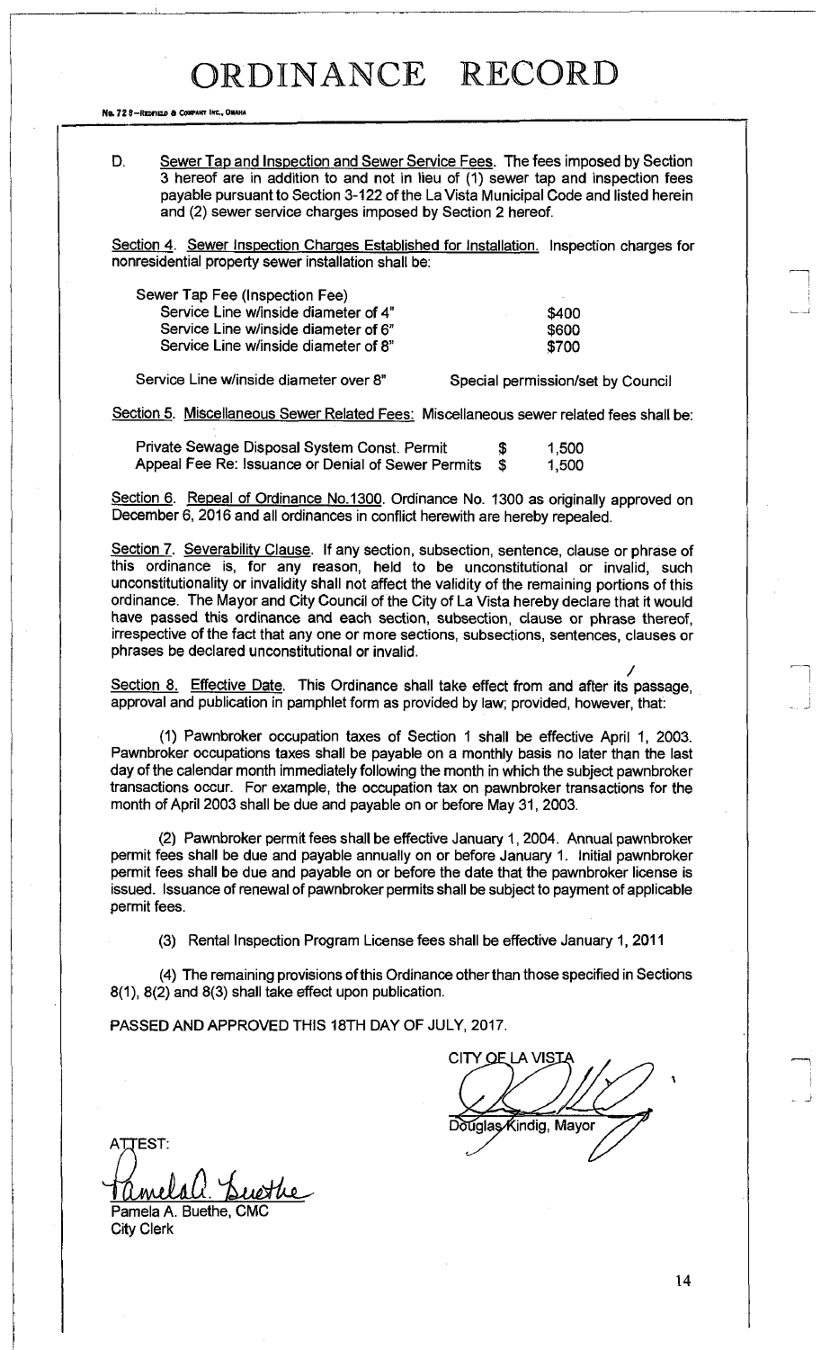# ORDINANCE RECORD

D. Sewer Tap and Inspection and Sewer Service Fees. The fees imposed by Section 3 hereof are in addition to and not in lieu of (1) sewer tap and inspection fees payable pursuant to Section 3-122 of the La Vista Municipal Code and listed herein and (2) sewer service charges imposed by Section 2 hereof.

Section 4. Sewer Inspection Charges Established for Installation. Inspection charges for nonresidential property sewer installation shall be:

| | |
|---|---|
| Sewer Tap Fee (Inspection Fee) | |
| Service Line w/inside diameter of 4" | $400 |
| Service Line w/inside diameter of 6" | $600 |
| Service Line w/inside diameter of 8" | $700 |
| Service Line w/inside diameter over 8" | Special permission/set by Council |

Section 5. Miscellaneous Sewer Related Fees: Miscellaneous sewer related fees shall be:

| | | |
|---|---|---|
| Private Sewage Disposal System Const. Permit | $ | 1,500 |
| Appeal Fee Re: Issuance or Denial of Sewer Permits | $ | 1,500 |

Section 6. Repeal of Ordinance No.1300. Ordinance No. 1300 as originally approved on December 6, 2016 and all ordinances in conflict herewith are hereby repealed.

Section 7. Severability Clause. If any section, subsection, sentence, clause or phrase of this ordinance is, for any reason, held to be unconstitutional or invalid, such unconstitutionality or invalidity shall not affect the validity of the remaining portions of this ordinance. The Mayor and City Council of the City of La Vista hereby declare that it would have passed this ordinance and each section, subsection, clause or phrase thereof, irrespective of the fact that any one or more sections, subsections, sentences, clauses or phrases be declared unconstitutional or invalid.

Section 8. Effective Date. This Ordinance shall take effect from and after its passage, approval and publication in pamphlet form as provided by law; provided, however, that:

(1) Pawnbroker occupation taxes of Section 1 shall be effective April 1, 2003. Pawnbroker occupations taxes shall be payable on a monthly basis no later than the last day of the calendar month immediately following the month in which the subject pawnbroker transactions occur. For example, the occupation tax on pawnbroker transactions for the month of April 2003 shall be due and payable on or before May 31, 2003.

(2) Pawnbroker permit fees shall be effective January 1, 2004. Annual pawnbroker permit fees shall be due and payable annually on or before January 1. Initial pawnbroker permit fees shall be due and payable on or before the date that the pawnbroker license is issued. Issuance of renewal of pawnbroker permits shall be subject to payment of applicable permit fees.

(3) Rental Inspection Program License fees shall be effective January 1, 2011

(4) The remaining provisions of this Ordinance other than those specified in Sections 8(1), 8(2) and 8(3) shall take effect upon publication.

PASSED AND APPROVED THIS 18TH DAY OF JULY, 2017.

CITY OF LA VISTA

Douglas Kindig, Mayor

ATTEST:

Pamela A. Buethe, CMC
City Clerk